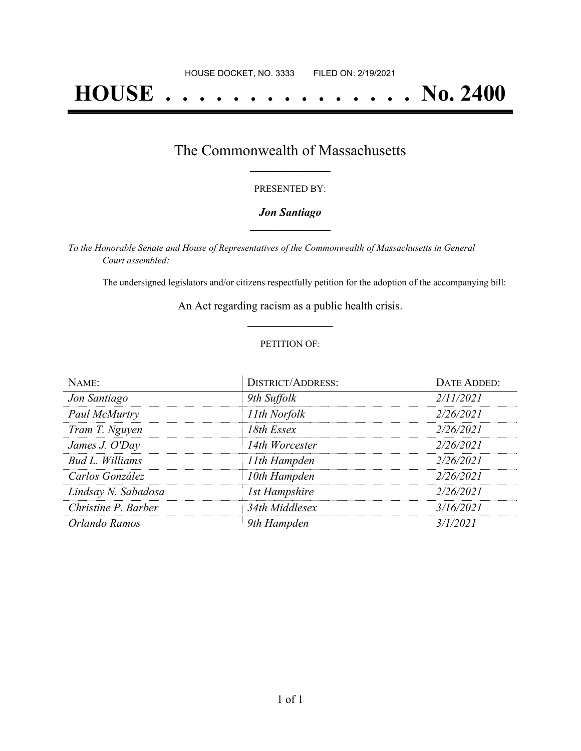HOUSE DOCKET, NO. 3333        FILED ON: 2/19/2021

# HOUSE . . . . . . . . . . . . . . . No. 2400

## The Commonwealth of Massachusetts

PRESENTED BY:

***Jon Santiago***

*To the Honorable Senate and House of Representatives of the Commonwealth of Massachusetts in General Court assembled:*

The undersigned legislators and/or citizens respectfully petition for the adoption of the accompanying bill:

An Act regarding racism as a public health crisis.

PETITION OF:

| NAME: | DISTRICT/ADDRESS: | DATE ADDED: |
| --- | --- | --- |
| *Jon Santiago* | *9th Suffolk* | *2/11/2021* |
| *Paul McMurtry* | *11th Norfolk* | *2/26/2021* |
| *Tram T. Nguyen* | *18th Essex* | *2/26/2021* |
| *James J. O'Day* | *14th Worcester* | *2/26/2021* |
| *Bud L. Williams* | *11th Hampden* | *2/26/2021* |
| *Carlos González* | *10th Hampden* | *2/26/2021* |
| *Lindsay N. Sabadosa* | *1st Hampshire* | *2/26/2021* |
| *Christine P. Barber* | *34th Middlesex* | *3/16/2021* |
| *Orlando Ramos* | *9th Hampden* | *3/1/2021* |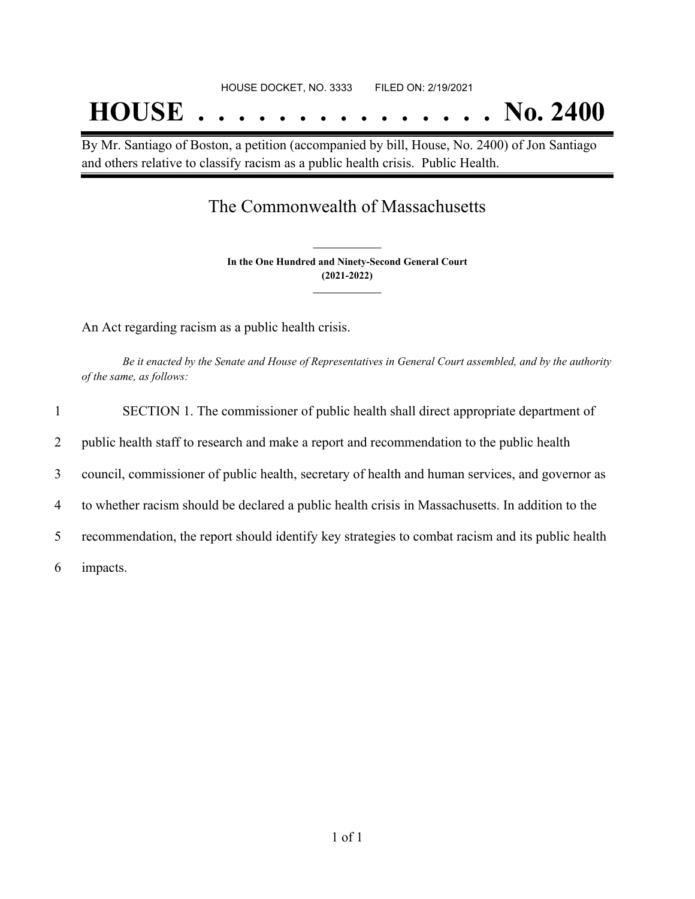HOUSE DOCKET, NO. 3333        FILED ON: 2/19/2021

# HOUSE . . . . . . . . . . . . . . . No. 2400

By Mr. Santiago of Boston, a petition (accompanied by bill, House, No. 2400) of Jon Santiago and others relative to classify racism as a public health crisis. Public Health.

## The Commonwealth of Massachusetts

**In the One Hundred and Ninety-Second General Court**
**(2021-2022)**

An Act regarding racism as a public health crisis.

*Be it enacted by the Senate and House of Representatives in General Court assembled, and by the authority of the same, as follows:*

1 SECTION 1. The commissioner of public health shall direct appropriate department of
2 public health staff to research and make a report and recommendation to the public health
3 council, commissioner of public health, secretary of health and human services, and governor as
4 to whether racism should be declared a public health crisis in Massachusetts. In addition to the
5 recommendation, the report should identify key strategies to combat racism and its public health
6 impacts.